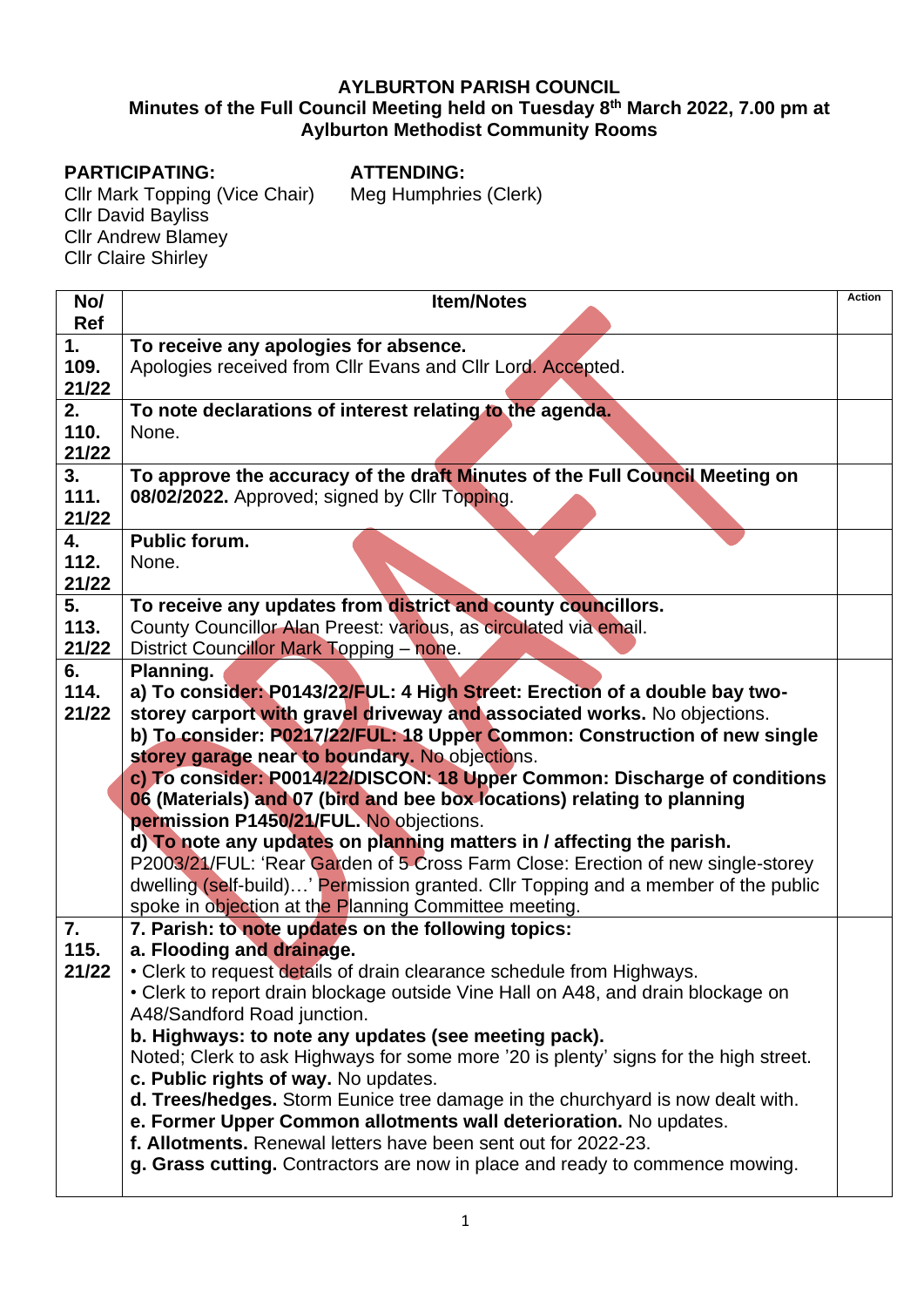# AYLBURTON PARISH COUNCIL

## Minutes of the Full Council Meeting held on Tuesday 8th March 2022, 7.00 pm at Aylburton Methodist Community Rooms

**PARTICIPATING:**
Cllr Mark Topping (Vice Chair)
Cllr David Bayliss
Cllr Andrew Blamey
Cllr Claire Shirley

**ATTENDING:**
Meg Humphries (Clerk)

| No/ Ref | Item/Notes | Action |
|---|---|---|
| 1. 109. 21/22 | **To receive any apologies for absence.** Apologies received from Cllr Evans and Cllr Lord. Accepted. | |
| 2. 110. 21/22 | **To note declarations of interest relating to the agenda.** None. | |
| 3. 111. 21/22 | **To approve the accuracy of the draft Minutes of the Full Council Meeting on 08/02/2022.** Approved; signed by Cllr Topping. | |
| 4. 112. 21/22 | **Public forum.** None. | |
| 5. 113. 21/22 | **To receive any updates from district and county councillors.** County Councillor Alan Preest: various, as circulated via email. District Councillor Mark Topping – none. | |
| 6. 114. 21/22 | **Planning.** **a) To consider: P0143/22/FUL: 4 High Street: Erection of a double bay two-storey carport with gravel driveway and associated works.** No objections. **b) To consider: P0217/22/FUL: 18 Upper Common: Construction of new single storey garage near to boundary.** No objections. **c) To consider: P0014/22/DISCON: 18 Upper Common: Discharge of conditions 06 (Materials) and 07 (bird and bee box locations) relating to planning permission P1450/21/FUL.** No objections. **d) To note any updates on planning matters in / affecting the parish.** P2003/21/FUL: 'Rear Garden of 5 Cross Farm Close: Erection of new single-storey dwelling (self-build)…' Permission granted. Cllr Topping and a member of the public spoke in objection at the Planning Committee meeting. | |
| 7. 115. 21/22 | **7. Parish: to note updates on the following topics:** **a. Flooding and drainage.** • Clerk to request details of drain clearance schedule from Highways. • Clerk to report drain blockage outside Vine Hall on A48, and drain blockage on A48/Sandford Road junction. **b. Highways: to note any updates (see meeting pack).** Noted; Clerk to ask Highways for some more '20 is plenty' signs for the high street. **c. Public rights of way.** No updates. **d. Trees/hedges.** Storm Eunice tree damage in the churchyard is now dealt with. **e. Former Upper Common allotments wall deterioration.** No updates. **f. Allotments.** Renewal letters have been sent out for 2022-23. **g. Grass cutting.** Contractors are now in place and ready to commence mowing. | |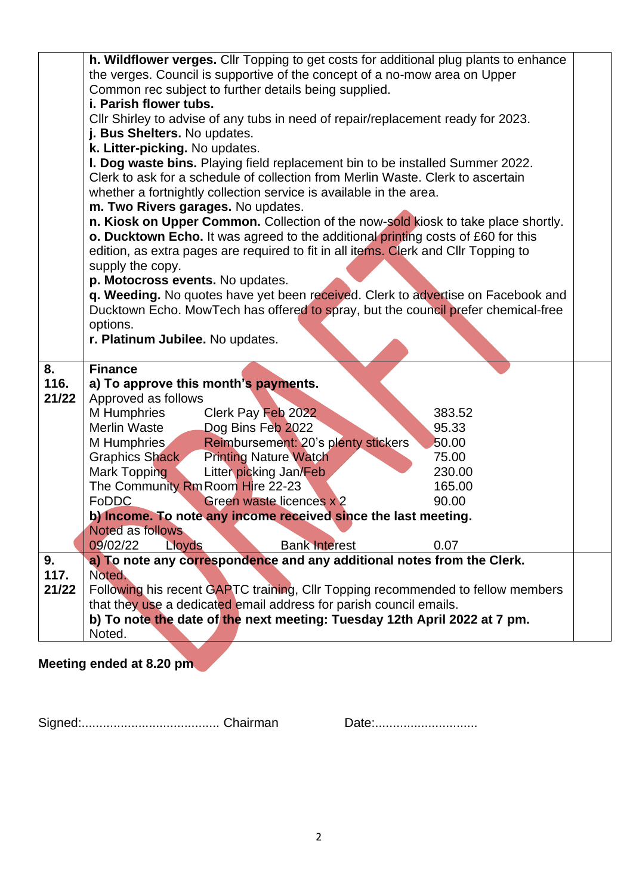| | | |
|---|---|---|
| | **h. Wildflower verges.** Cllr Topping to get costs for additional plug plants to enhance the verges. Council is supportive of the concept of a no-mow area on Upper Common rec subject to further details being supplied.<br>**i. Parish flower tubs.**<br>Cllr Shirley to advise of any tubs in need of repair/replacement ready for 2023.<br>**j. Bus Shelters.** No updates.<br>**k. Litter-picking.** No updates.<br>**l. Dog waste bins.** Playing field replacement bin to be installed Summer 2022. Clerk to ask for a schedule of collection from Merlin Waste. Clerk to ascertain whether a fortnightly collection service is available in the area.<br>**m. Two Rivers garages.** No updates.<br>**n. Kiosk on Upper Common.** Collection of the now-sold kiosk to take place shortly.<br>**o. Ducktown Echo.** It was agreed to the additional printing costs of £60 for this edition, as extra pages are required to fit in all items. Clerk and Cllr Topping to supply the copy.<br>**p. Motocross events.** No updates.<br>**q. Weeding.** No quotes have yet been received. Clerk to advertise on Facebook and Ducktown Echo. MowTech has offered to spray, but the council prefer chemical-free options.<br>**r. Platinum Jubilee.** No updates. | |
| **8.<br>116.<br>21/22** | **Finance**<br>**a) To approve this month's payments.**<br>Approved as follows<br>M Humphries — Clerk Pay Feb 2022 — 383.52<br>Merlin Waste — Dog Bins Feb 2022 — 95.33<br>M Humphries — Reimbursement: 20's plenty stickers — 50.00<br>Graphics Shack — Printing Nature Watch — 75.00<br>Mark Topping — Litter picking Jan/Feb — 230.00<br>The Community Rm — Room Hire 22-23 — 165.00<br>FoDDC — Green waste licences x 2 — 90.00<br>**b) Income. To note any income received since the last meeting.**<br>Noted as follows<br>09/02/22 — Lloyds — Bank Interest — 0.07 | |
| **9.<br>117.<br>21/22** | **a) To note any correspondence and any additional notes from the Clerk.**<br>Noted.<br>Following his recent GAPTC training, Cllr Topping recommended to fellow members that they use a dedicated email address for parish council emails.<br>**b) To note the date of the next meeting: Tuesday 12th April 2022 at 7 pm.**<br>Noted. | |

**Meeting ended at 8.20 pm**

Signed:...................................... Chairman Date:............................